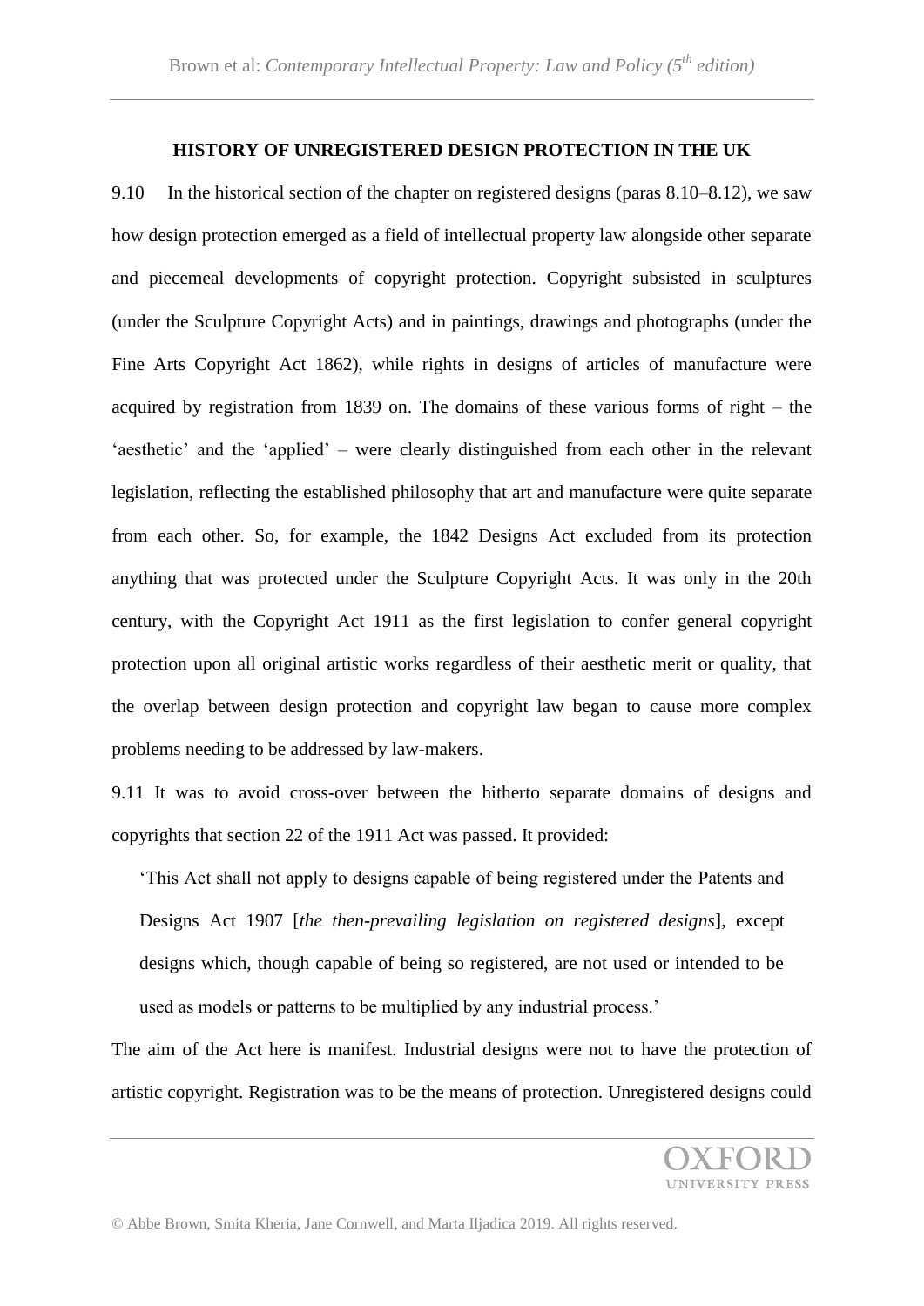**HISTORY OF UNREGISTERED DESIGN PROTECTION IN THE UK**

9.10 In the historical section of the chapter on registered designs (paras 8.10–8.12), we saw how design protection emerged as a field of intellectual property law alongside other separate and piecemeal developments of copyright protection. Copyright subsisted in sculptures (under the Sculpture Copyright Acts) and in paintings, drawings and photographs (under the Fine Arts Copyright Act 1862), while rights in designs of articles of manufacture were acquired by registration from 1839 on. The domains of these various forms of right – the 'aesthetic' and the 'applied' – were clearly distinguished from each other in the relevant legislation, reflecting the established philosophy that art and manufacture were quite separate from each other. So, for example, the 1842 Designs Act excluded from its protection anything that was protected under the Sculpture Copyright Acts. It was only in the 20th century, with the Copyright Act 1911 as the first legislation to confer general copyright protection upon all original artistic works regardless of their aesthetic merit or quality, that the overlap between design protection and copyright law began to cause more complex problems needing to be addressed by law-makers.

9.11 It was to avoid cross-over between the hitherto separate domains of designs and copyrights that section 22 of the 1911 Act was passed. It provided:

> 'This Act shall not apply to designs capable of being registered under the Patents and Designs Act 1907 [*the then-prevailing legislation on registered designs*], except designs which, though capable of being so registered, are not used or intended to be used as models or patterns to be multiplied by any industrial process.'

The aim of the Act here is manifest. Industrial designs were not to have the protection of artistic copyright. Registration was to be the means of protection. Unregistered designs could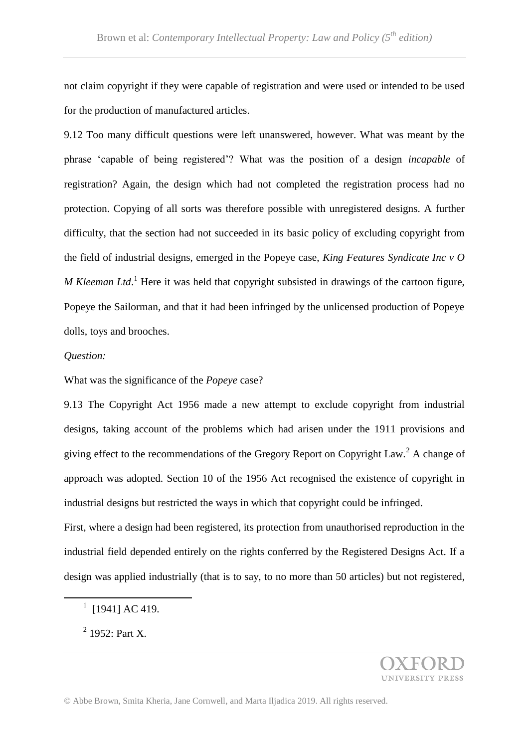not claim copyright if they were capable of registration and were used or intended to be used for the production of manufactured articles.

9.12 Too many difficult questions were left unanswered, however. What was meant by the phrase 'capable of being registered'? What was the position of a design *incapable* of registration? Again, the design which had not completed the registration process had no protection. Copying of all sorts was therefore possible with unregistered designs. A further difficulty, that the section had not succeeded in its basic policy of excluding copyright from the field of industrial designs, emerged in the Popeye case, *King Features Syndicate Inc v O M Kleeman Ltd*.[1] Here it was held that copyright subsisted in drawings of the cartoon figure, Popeye the Sailorman, and that it had been infringed by the unlicensed production of Popeye dolls, toys and brooches.

*Question:*

What was the significance of the *Popeye* case?

9.13 The Copyright Act 1956 made a new attempt to exclude copyright from industrial designs, taking account of the problems which had arisen under the 1911 provisions and giving effect to the recommendations of the Gregory Report on Copyright Law.[2] A change of approach was adopted. Section 10 of the 1956 Act recognised the existence of copyright in industrial designs but restricted the ways in which that copyright could be infringed.

First, where a design had been registered, its protection from unauthorised reproduction in the industrial field depended entirely on the rights conferred by the Registered Designs Act. If a design was applied industrially (that is to say, to no more than 50 articles) but not registered,

---

[1] [1941] AC 419.

[2] 1952: Part X.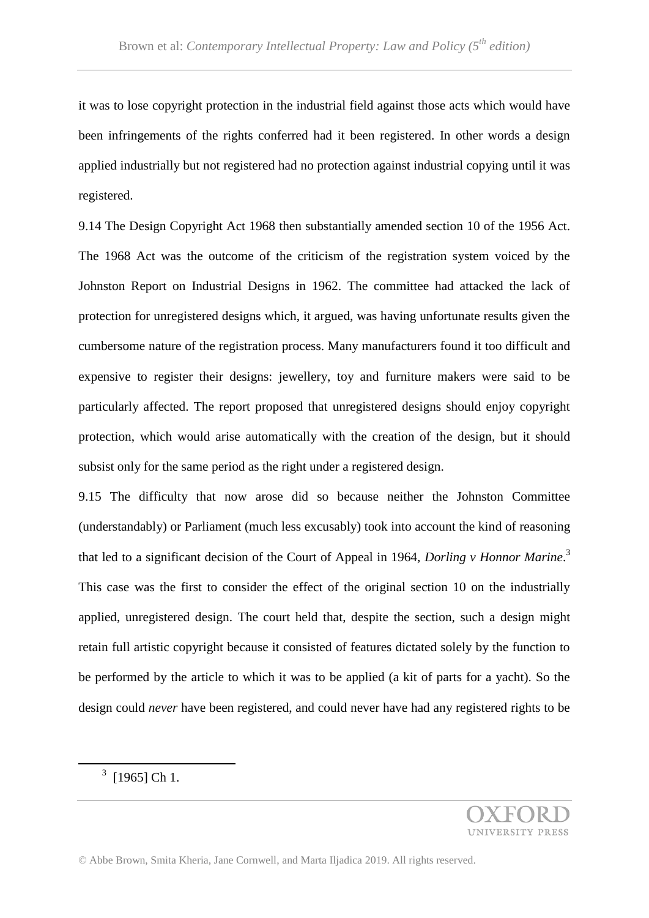it was to lose copyright protection in the industrial field against those acts which would have been infringements of the rights conferred had it been registered. In other words a design applied industrially but not registered had no protection against industrial copying until it was registered.

9.14 The Design Copyright Act 1968 then substantially amended section 10 of the 1956 Act. The 1968 Act was the outcome of the criticism of the registration system voiced by the Johnston Report on Industrial Designs in 1962. The committee had attacked the lack of protection for unregistered designs which, it argued, was having unfortunate results given the cumbersome nature of the registration process. Many manufacturers found it too difficult and expensive to register their designs: jewellery, toy and furniture makers were said to be particularly affected. The report proposed that unregistered designs should enjoy copyright protection, which would arise automatically with the creation of the design, but it should subsist only for the same period as the right under a registered design.

9.15 The difficulty that now arose did so because neither the Johnston Committee (understandably) or Parliament (much less excusably) took into account the kind of reasoning that led to a significant decision of the Court of Appeal in 1964, *Dorling v Honnor Marine*.[3] This case was the first to consider the effect of the original section 10 on the industrially applied, unregistered design. The court held that, despite the section, such a design might retain full artistic copyright because it consisted of features dictated solely by the function to be performed by the article to which it was to be applied (a kit of parts for a yacht). So the design could *never* have been registered, and could never have had any registered rights to be

[3] [1965] Ch 1.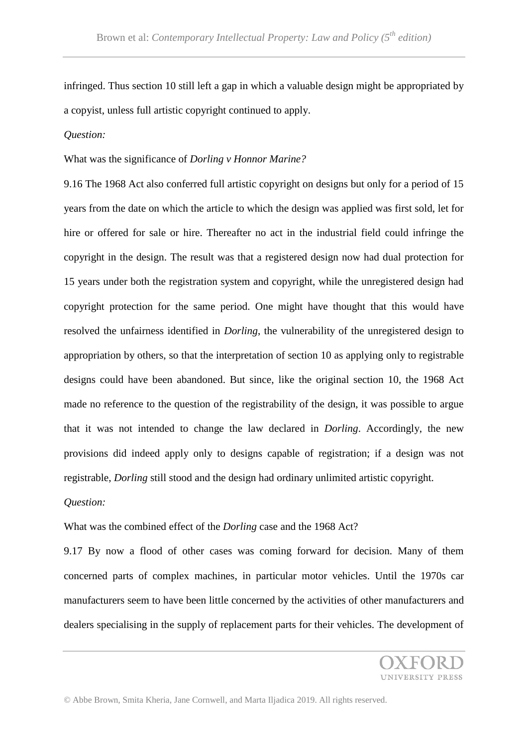infringed. Thus section 10 still left a gap in which a valuable design might be appropriated by a copyist, unless full artistic copyright continued to apply.

*Question:*

What was the significance of *Dorling v Honnor Marine?*

9.16 The 1968 Act also conferred full artistic copyright on designs but only for a period of 15 years from the date on which the article to which the design was applied was first sold, let for hire or offered for sale or hire. Thereafter no act in the industrial field could infringe the copyright in the design. The result was that a registered design now had dual protection for 15 years under both the registration system and copyright, while the unregistered design had copyright protection for the same period. One might have thought that this would have resolved the unfairness identified in *Dorling*, the vulnerability of the unregistered design to appropriation by others, so that the interpretation of section 10 as applying only to registrable designs could have been abandoned. But since, like the original section 10, the 1968 Act made no reference to the question of the registrability of the design, it was possible to argue that it was not intended to change the law declared in *Dorling*. Accordingly, the new provisions did indeed apply only to designs capable of registration; if a design was not registrable, *Dorling* still stood and the design had ordinary unlimited artistic copyright.

*Question:*

What was the combined effect of the *Dorling* case and the 1968 Act?

9.17 By now a flood of other cases was coming forward for decision. Many of them concerned parts of complex machines, in particular motor vehicles. Until the 1970s car manufacturers seem to have been little concerned by the activities of other manufacturers and dealers specialising in the supply of replacement parts for their vehicles. The development of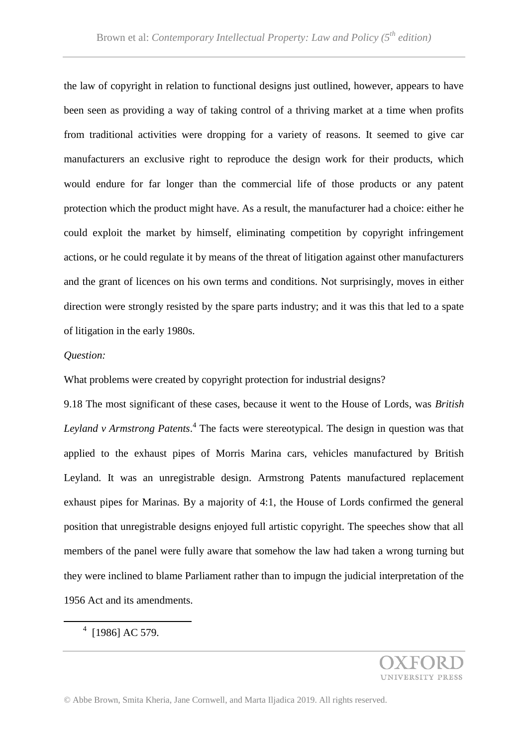the law of copyright in relation to functional designs just outlined, however, appears to have been seen as providing a way of taking control of a thriving market at a time when profits from traditional activities were dropping for a variety of reasons. It seemed to give car manufacturers an exclusive right to reproduce the design work for their products, which would endure for far longer than the commercial life of those products or any patent protection which the product might have. As a result, the manufacturer had a choice: either he could exploit the market by himself, eliminating competition by copyright infringement actions, or he could regulate it by means of the threat of litigation against other manufacturers and the grant of licences on his own terms and conditions. Not surprisingly, moves in either direction were strongly resisted by the spare parts industry; and it was this that led to a spate of litigation in the early 1980s.

*Question:*

What problems were created by copyright protection for industrial designs?

9.18 The most significant of these cases, because it went to the House of Lords, was *British Leyland v Armstrong Patents*.[4] The facts were stereotypical. The design in question was that applied to the exhaust pipes of Morris Marina cars, vehicles manufactured by British Leyland. It was an unregistrable design. Armstrong Patents manufactured replacement exhaust pipes for Marinas. By a majority of 4:1, the House of Lords confirmed the general position that unregistrable designs enjoyed full artistic copyright. The speeches show that all members of the panel were fully aware that somehow the law had taken a wrong turning but they were inclined to blame Parliament rather than to impugn the judicial interpretation of the 1956 Act and its amendments.

[4] [1986] AC 579.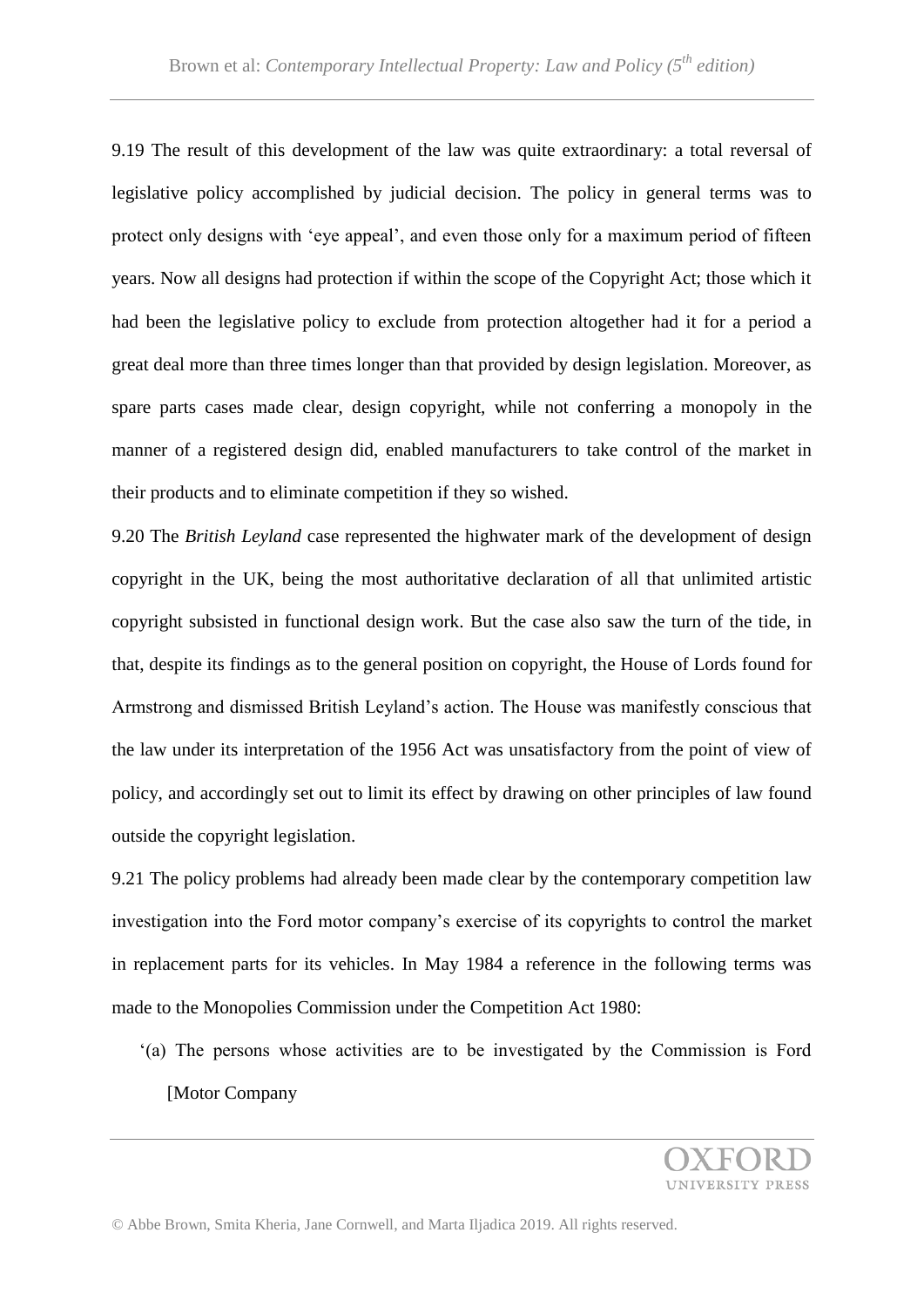9.19 The result of this development of the law was quite extraordinary: a total reversal of legislative policy accomplished by judicial decision. The policy in general terms was to protect only designs with 'eye appeal', and even those only for a maximum period of fifteen years. Now all designs had protection if within the scope of the Copyright Act; those which it had been the legislative policy to exclude from protection altogether had it for a period a great deal more than three times longer than that provided by design legislation. Moreover, as spare parts cases made clear, design copyright, while not conferring a monopoly in the manner of a registered design did, enabled manufacturers to take control of the market in their products and to eliminate competition if they so wished.

9.20 The *British Leyland* case represented the highwater mark of the development of design copyright in the UK, being the most authoritative declaration of all that unlimited artistic copyright subsisted in functional design work. But the case also saw the turn of the tide, in that, despite its findings as to the general position on copyright, the House of Lords found for Armstrong and dismissed British Leyland's action. The House was manifestly conscious that the law under its interpretation of the 1956 Act was unsatisfactory from the point of view of policy, and accordingly set out to limit its effect by drawing on other principles of law found outside the copyright legislation.

9.21 The policy problems had already been made clear by the contemporary competition law investigation into the Ford motor company's exercise of its copyrights to control the market in replacement parts for its vehicles. In May 1984 a reference in the following terms was made to the Monopolies Commission under the Competition Act 1980:

> '(a) The persons whose activities are to be investigated by the Commission is Ford [Motor Company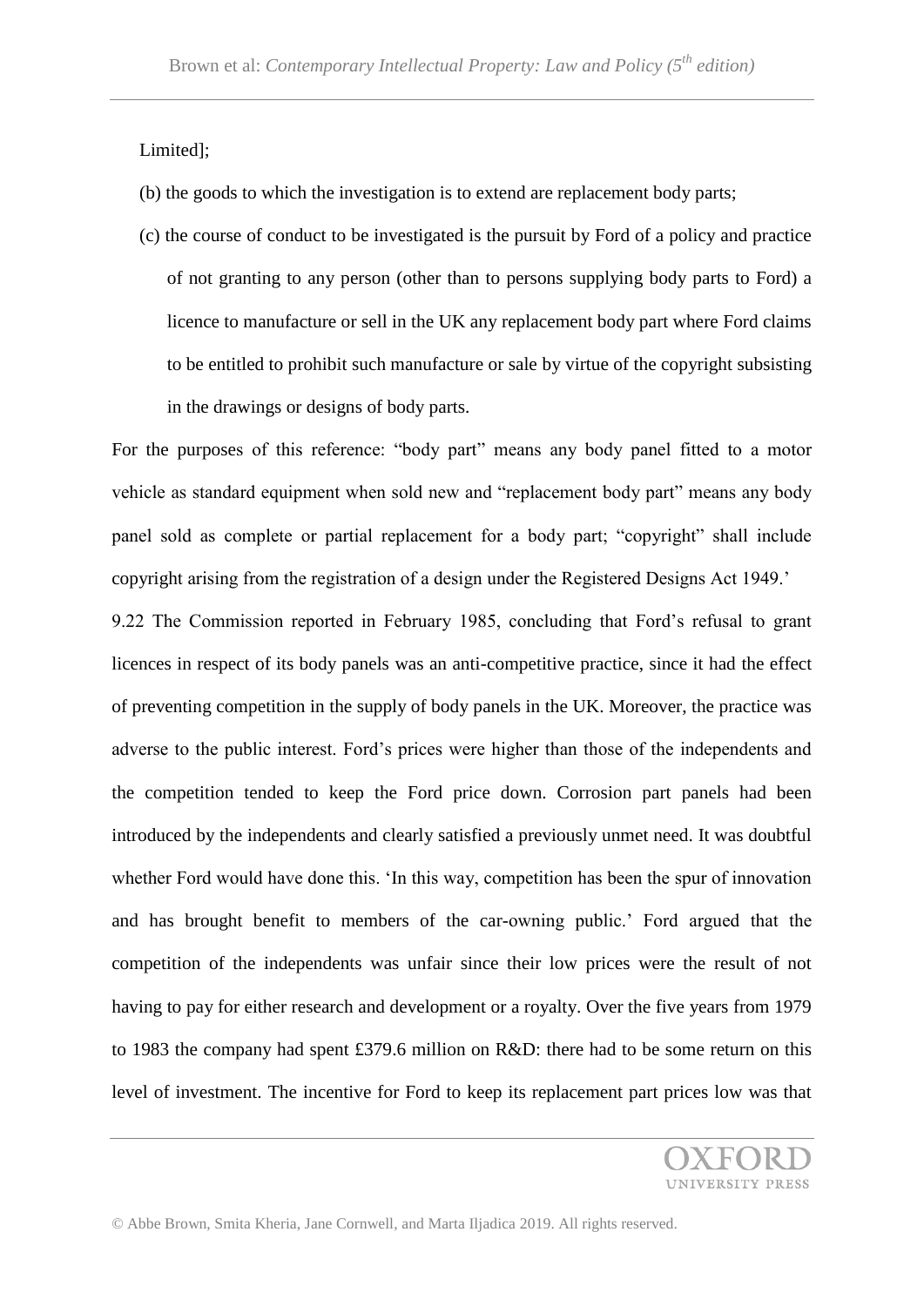Limited];

(b) the goods to which the investigation is to extend are replacement body parts;

(c) the course of conduct to be investigated is the pursuit by Ford of a policy and practice of not granting to any person (other than to persons supplying body parts to Ford) a licence to manufacture or sell in the UK any replacement body part where Ford claims to be entitled to prohibit such manufacture or sale by virtue of the copyright subsisting in the drawings or designs of body parts.

For the purposes of this reference: "body part" means any body panel fitted to a motor vehicle as standard equipment when sold new and "replacement body part" means any body panel sold as complete or partial replacement for a body part; "copyright" shall include copyright arising from the registration of a design under the Registered Designs Act 1949.'

9.22 The Commission reported in February 1985, concluding that Ford's refusal to grant licences in respect of its body panels was an anti-competitive practice, since it had the effect of preventing competition in the supply of body panels in the UK. Moreover, the practice was adverse to the public interest. Ford's prices were higher than those of the independents and the competition tended to keep the Ford price down. Corrosion part panels had been introduced by the independents and clearly satisfied a previously unmet need. It was doubtful whether Ford would have done this. 'In this way, competition has been the spur of innovation and has brought benefit to members of the car-owning public.' Ford argued that the competition of the independents was unfair since their low prices were the result of not having to pay for either research and development or a royalty. Over the five years from 1979 to 1983 the company had spent £379.6 million on R&D: there had to be some return on this level of investment. The incentive for Ford to keep its replacement part prices low was that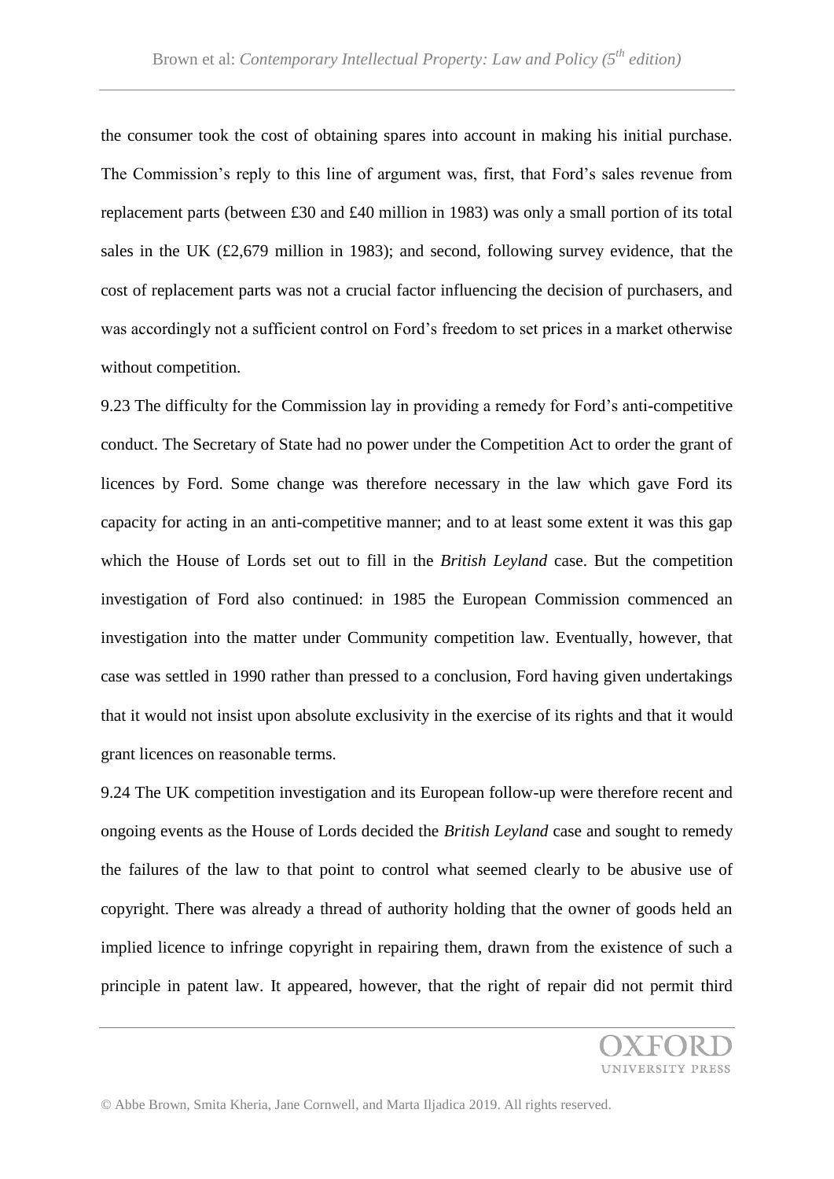the consumer took the cost of obtaining spares into account in making his initial purchase. The Commission's reply to this line of argument was, first, that Ford's sales revenue from replacement parts (between £30 and £40 million in 1983) was only a small portion of its total sales in the UK (£2,679 million in 1983); and second, following survey evidence, that the cost of replacement parts was not a crucial factor influencing the decision of purchasers, and was accordingly not a sufficient control on Ford's freedom to set prices in a market otherwise without competition.

9.23 The difficulty for the Commission lay in providing a remedy for Ford's anti-competitive conduct. The Secretary of State had no power under the Competition Act to order the grant of licences by Ford. Some change was therefore necessary in the law which gave Ford its capacity for acting in an anti-competitive manner; and to at least some extent it was this gap which the House of Lords set out to fill in the *British Leyland* case. But the competition investigation of Ford also continued: in 1985 the European Commission commenced an investigation into the matter under Community competition law. Eventually, however, that case was settled in 1990 rather than pressed to a conclusion, Ford having given undertakings that it would not insist upon absolute exclusivity in the exercise of its rights and that it would grant licences on reasonable terms.

9.24 The UK competition investigation and its European follow-up were therefore recent and ongoing events as the House of Lords decided the *British Leyland* case and sought to remedy the failures of the law to that point to control what seemed clearly to be abusive use of copyright. There was already a thread of authority holding that the owner of goods held an implied licence to infringe copyright in repairing them, drawn from the existence of such a principle in patent law. It appeared, however, that the right of repair did not permit third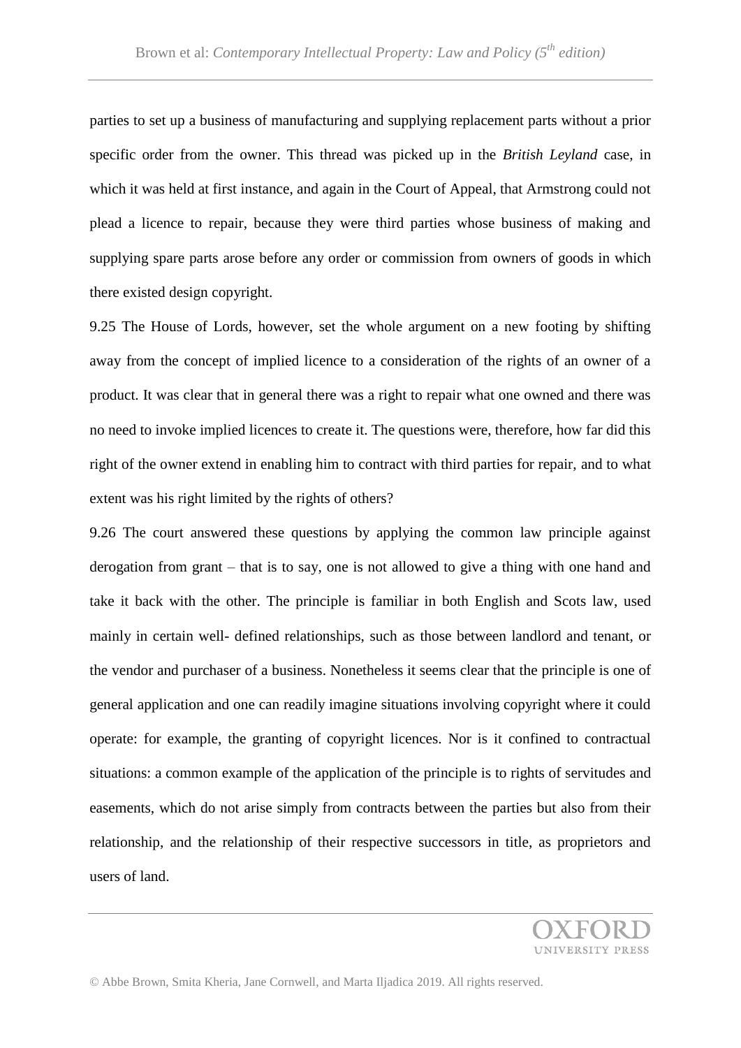parties to set up a business of manufacturing and supplying replacement parts without a prior specific order from the owner. This thread was picked up in the *British Leyland* case, in which it was held at first instance, and again in the Court of Appeal, that Armstrong could not plead a licence to repair, because they were third parties whose business of making and supplying spare parts arose before any order or commission from owners of goods in which there existed design copyright.

9.25 The House of Lords, however, set the whole argument on a new footing by shifting away from the concept of implied licence to a consideration of the rights of an owner of a product. It was clear that in general there was a right to repair what one owned and there was no need to invoke implied licences to create it. The questions were, therefore, how far did this right of the owner extend in enabling him to contract with third parties for repair, and to what extent was his right limited by the rights of others?

9.26 The court answered these questions by applying the common law principle against derogation from grant – that is to say, one is not allowed to give a thing with one hand and take it back with the other. The principle is familiar in both English and Scots law, used mainly in certain well- defined relationships, such as those between landlord and tenant, or the vendor and purchaser of a business. Nonetheless it seems clear that the principle is one of general application and one can readily imagine situations involving copyright where it could operate: for example, the granting of copyright licences. Nor is it confined to contractual situations: a common example of the application of the principle is to rights of servitudes and easements, which do not arise simply from contracts between the parties but also from their relationship, and the relationship of their respective successors in title, as proprietors and users of land.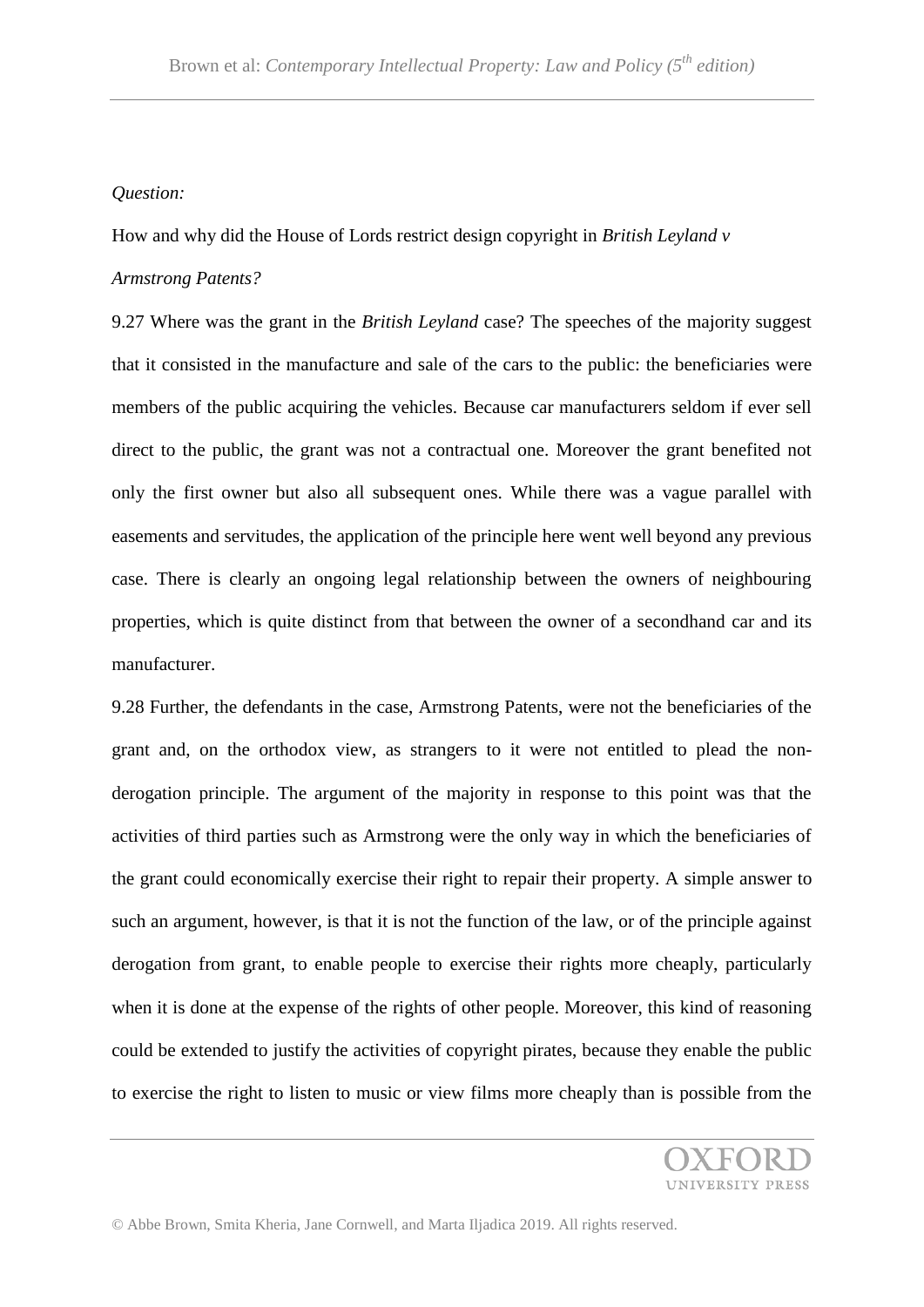*Question:*

How and why did the House of Lords restrict design copyright in *British Leyland v Armstrong Patents?*

9.27 Where was the grant in the *British Leyland* case? The speeches of the majority suggest that it consisted in the manufacture and sale of the cars to the public: the beneficiaries were members of the public acquiring the vehicles. Because car manufacturers seldom if ever sell direct to the public, the grant was not a contractual one. Moreover the grant benefited not only the first owner but also all subsequent ones. While there was a vague parallel with easements and servitudes, the application of the principle here went well beyond any previous case. There is clearly an ongoing legal relationship between the owners of neighbouring properties, which is quite distinct from that between the owner of a secondhand car and its manufacturer.

9.28 Further, the defendants in the case, Armstrong Patents, were not the beneficiaries of the grant and, on the orthodox view, as strangers to it were not entitled to plead the non-derogation principle. The argument of the majority in response to this point was that the activities of third parties such as Armstrong were the only way in which the beneficiaries of the grant could economically exercise their right to repair their property. A simple answer to such an argument, however, is that it is not the function of the law, or of the principle against derogation from grant, to enable people to exercise their rights more cheaply, particularly when it is done at the expense of the rights of other people. Moreover, this kind of reasoning could be extended to justify the activities of copyright pirates, because they enable the public to exercise the right to listen to music or view films more cheaply than is possible from the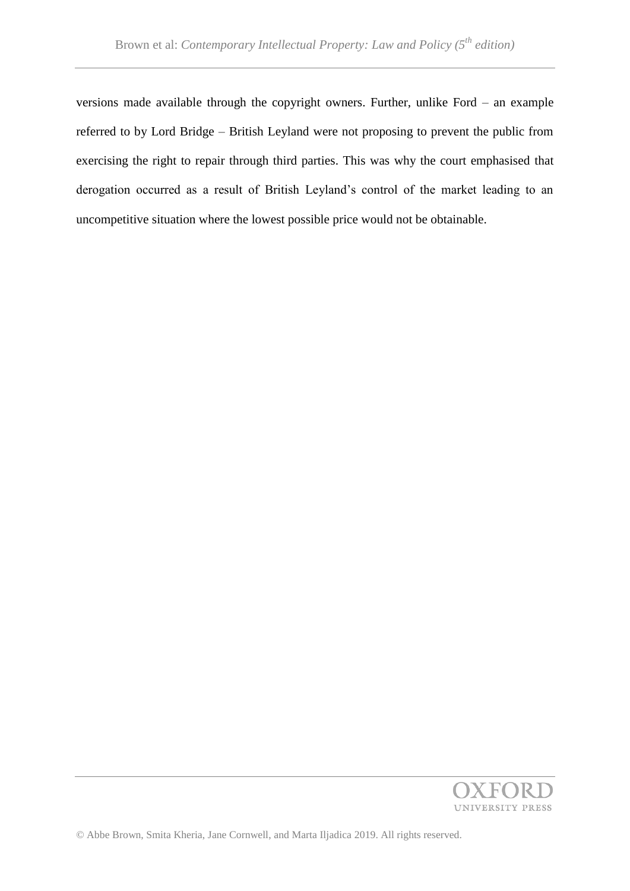versions made available through the copyright owners. Further, unlike Ford – an example referred to by Lord Bridge – British Leyland were not proposing to prevent the public from exercising the right to repair through third parties. This was why the court emphasised that derogation occurred as a result of British Leyland's control of the market leading to an uncompetitive situation where the lowest possible price would not be obtainable.